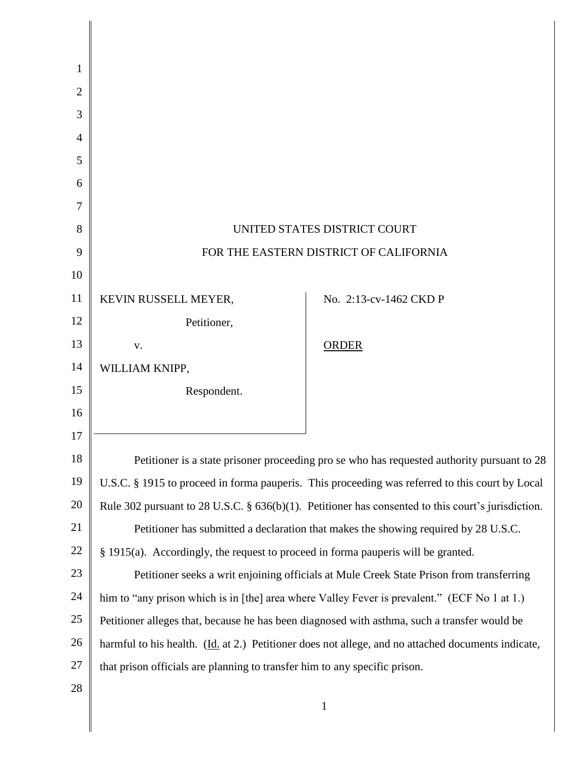UNITED STATES DISTRICT COURT

FOR THE EASTERN DISTRICT OF CALIFORNIA

| | |
|---|---|
| KEVIN RUSSELL MEYER,<br>Petitioner,<br>v.<br>WILLIAM KNIPP,<br>Respondent. | No. 2:13-cv-1462 CKD P<br><br>ORDER |

Petitioner is a state prisoner proceeding pro se who has requested authority pursuant to 28 U.S.C. § 1915 to proceed in forma pauperis. This proceeding was referred to this court by Local Rule 302 pursuant to 28 U.S.C. § 636(b)(1). Petitioner has consented to this court's jurisdiction.

Petitioner has submitted a declaration that makes the showing required by 28 U.S.C. § 1915(a). Accordingly, the request to proceed in forma pauperis will be granted.

Petitioner seeks a writ enjoining officials at Mule Creek State Prison from transferring him to "any prison which is in [the] area where Valley Fever is prevalent." (ECF No 1 at 1.) Petitioner alleges that, because he has been diagnosed with asthma, such a transfer would be harmful to his health. (Id. at 2.) Petitioner does not allege, and no attached documents indicate, that prison officials are planning to transfer him to any specific prison.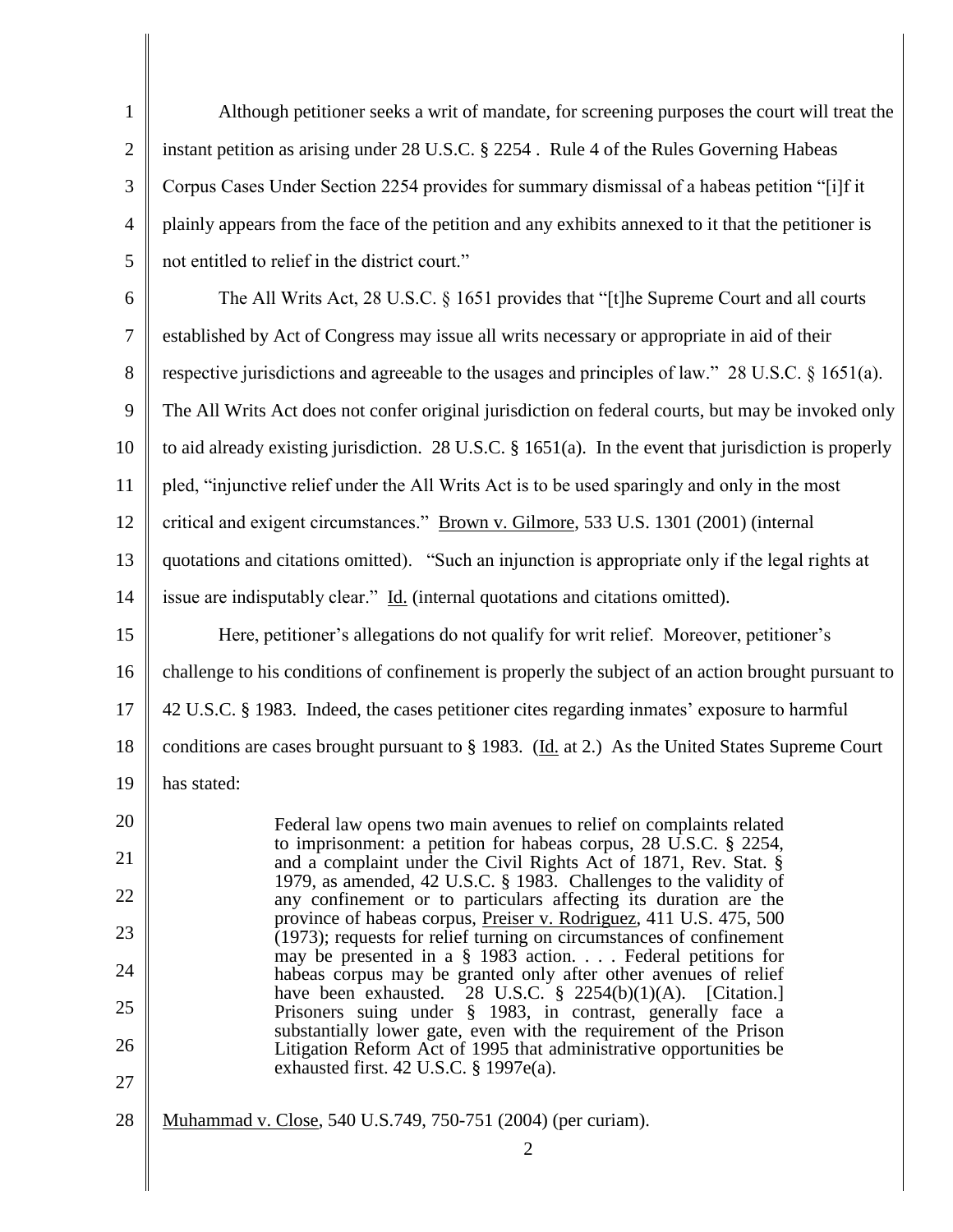Although petitioner seeks a writ of mandate, for screening purposes the court will treat the instant petition as arising under 28 U.S.C. § 2254 . Rule 4 of the Rules Governing Habeas Corpus Cases Under Section 2254 provides for summary dismissal of a habeas petition "[i]f it plainly appears from the face of the petition and any exhibits annexed to it that the petitioner is not entitled to relief in the district court."

The All Writs Act, 28 U.S.C. § 1651 provides that "[t]he Supreme Court and all courts established by Act of Congress may issue all writs necessary or appropriate in aid of their respective jurisdictions and agreeable to the usages and principles of law." 28 U.S.C. § 1651(a). The All Writs Act does not confer original jurisdiction on federal courts, but may be invoked only to aid already existing jurisdiction. 28 U.S.C. § 1651(a). In the event that jurisdiction is properly pled, "injunctive relief under the All Writs Act is to be used sparingly and only in the most critical and exigent circumstances." Brown v. Gilmore, 533 U.S. 1301 (2001) (internal quotations and citations omitted). "Such an injunction is appropriate only if the legal rights at issue are indisputably clear." Id. (internal quotations and citations omitted).

Here, petitioner's allegations do not qualify for writ relief. Moreover, petitioner's challenge to his conditions of confinement is properly the subject of an action brought pursuant to 42 U.S.C. § 1983. Indeed, the cases petitioner cites regarding inmates' exposure to harmful conditions are cases brought pursuant to § 1983. (Id. at 2.) As the United States Supreme Court has stated:

> Federal law opens two main avenues to relief on complaints related to imprisonment: a petition for habeas corpus, 28 U.S.C. § 2254, and a complaint under the Civil Rights Act of 1871, Rev. Stat. § 1979, as amended, 42 U.S.C. § 1983. Challenges to the validity of any confinement or to particulars affecting its duration are the province of habeas corpus, Preiser v. Rodriguez, 411 U.S. 475, 500 (1973); requests for relief turning on circumstances of confinement may be presented in a § 1983 action. . . . Federal petitions for habeas corpus may be granted only after other avenues of relief have been exhausted. 28 U.S.C. § 2254(b)(1)(A). [Citation.] Prisoners suing under § 1983, in contrast, generally face a substantially lower gate, even with the requirement of the Prison Litigation Reform Act of 1995 that administrative opportunities be exhausted first. 42 U.S.C. § 1997e(a).

Muhammad v. Close, 540 U.S.749, 750-751 (2004) (per curiam).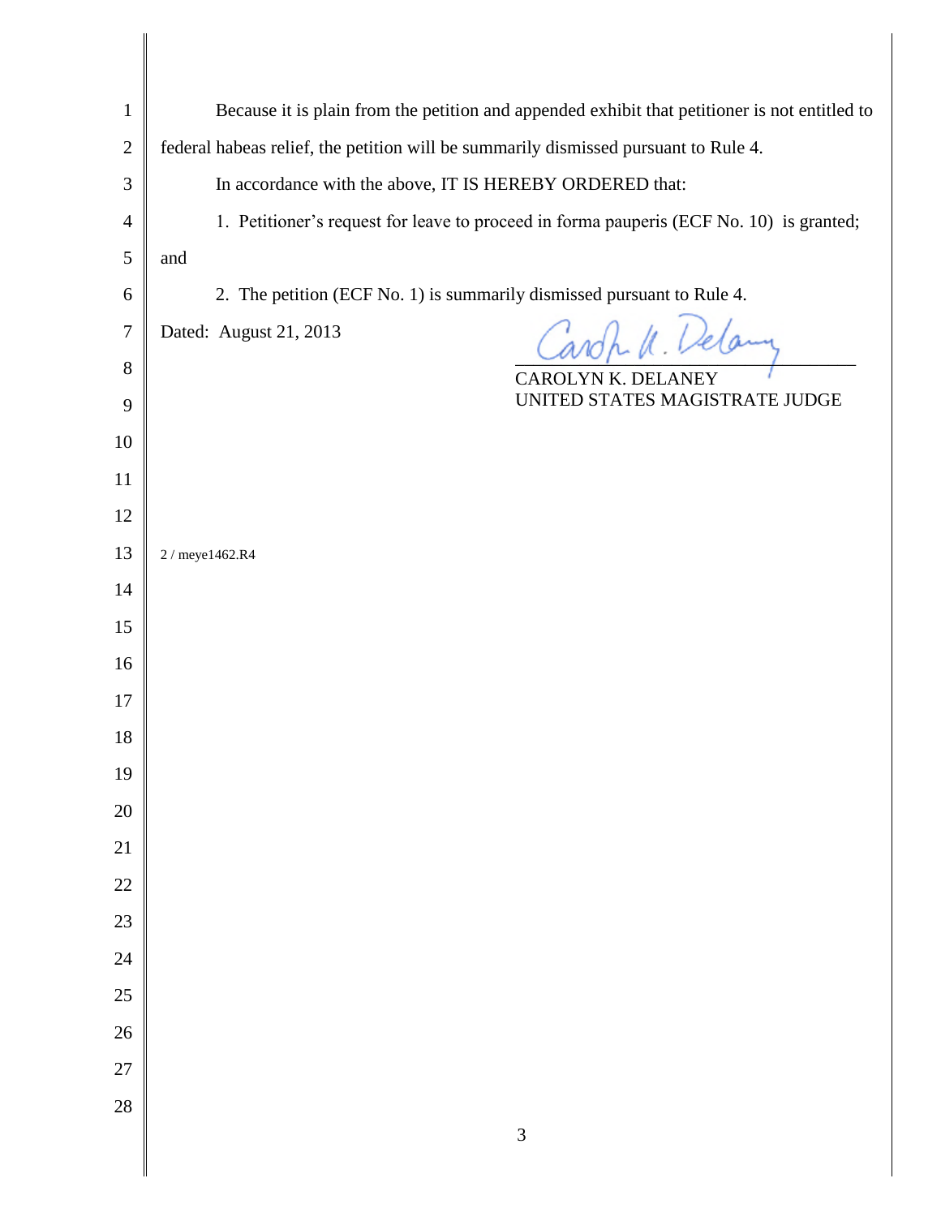Because it is plain from the petition and appended exhibit that petitioner is not entitled to federal habeas relief, the petition will be summarily dismissed pursuant to Rule 4.

In accordance with the above, IT IS HEREBY ORDERED that:

1. Petitioner's request for leave to proceed in forma pauperis (ECF No. 10) is granted; and

2. The petition (ECF No. 1) is summarily dismissed pursuant to Rule 4.

Dated: August 21, 2013

CAROLYN K. DELANEY
UNITED STATES MAGISTRATE JUDGE

2 / meye1462.R4